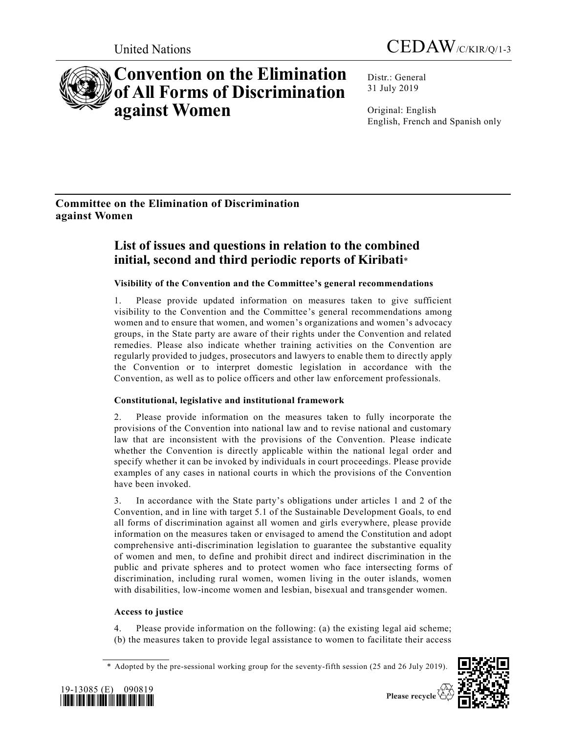United Nations

CEDAW/C/KIR/Q/1-3

# Convention on the Elimination of All Forms of Discrimination against Women

Distr.: General
31 July 2019

Original: English
English, French and Spanish only

## Committee on the Elimination of Discrimination against Women

## List of issues and questions in relation to the combined initial, second and third periodic reports of Kiribati*

### Visibility of the Convention and the Committee's general recommendations

1. Please provide updated information on measures taken to give sufficient visibility to the Convention and the Committee's general recommendations among women and to ensure that women, and women's organizations and women's advocacy groups, in the State party are aware of their rights under the Convention and related remedies. Please also indicate whether training activities on the Convention are regularly provided to judges, prosecutors and lawyers to enable them to directly apply the Convention or to interpret domestic legislation in accordance with the Convention, as well as to police officers and other law enforcement professionals.

### Constitutional, legislative and institutional framework

2. Please provide information on the measures taken to fully incorporate the provisions of the Convention into national law and to revise national and customary law that are inconsistent with the provisions of the Convention. Please indicate whether the Convention is directly applicable within the national legal order and specify whether it can be invoked by individuals in court proceedings. Please provide examples of any cases in national courts in which the provisions of the Convention have been invoked.

3. In accordance with the State party's obligations under articles 1 and 2 of the Convention, and in line with target 5.1 of the Sustainable Development Goals, to end all forms of discrimination against all women and girls everywhere, please provide information on the measures taken or envisaged to amend the Constitution and adopt comprehensive anti-discrimination legislation to guarantee the substantive equality of women and men, to define and prohibit direct and indirect discrimination in the public and private spheres and to protect women who face intersecting forms of discrimination, including rural women, women living in the outer islands, women with disabilities, low-income women and lesbian, bisexual and transgender women.

### Access to justice

4. Please provide information on the following: (a) the existing legal aid scheme; (b) the measures taken to provide legal assistance to women to facilitate their access

---

\* Adopted by the pre-sessional working group for the seventy-fifth session (25 and 26 July 2019).

19-13085 (E) 090819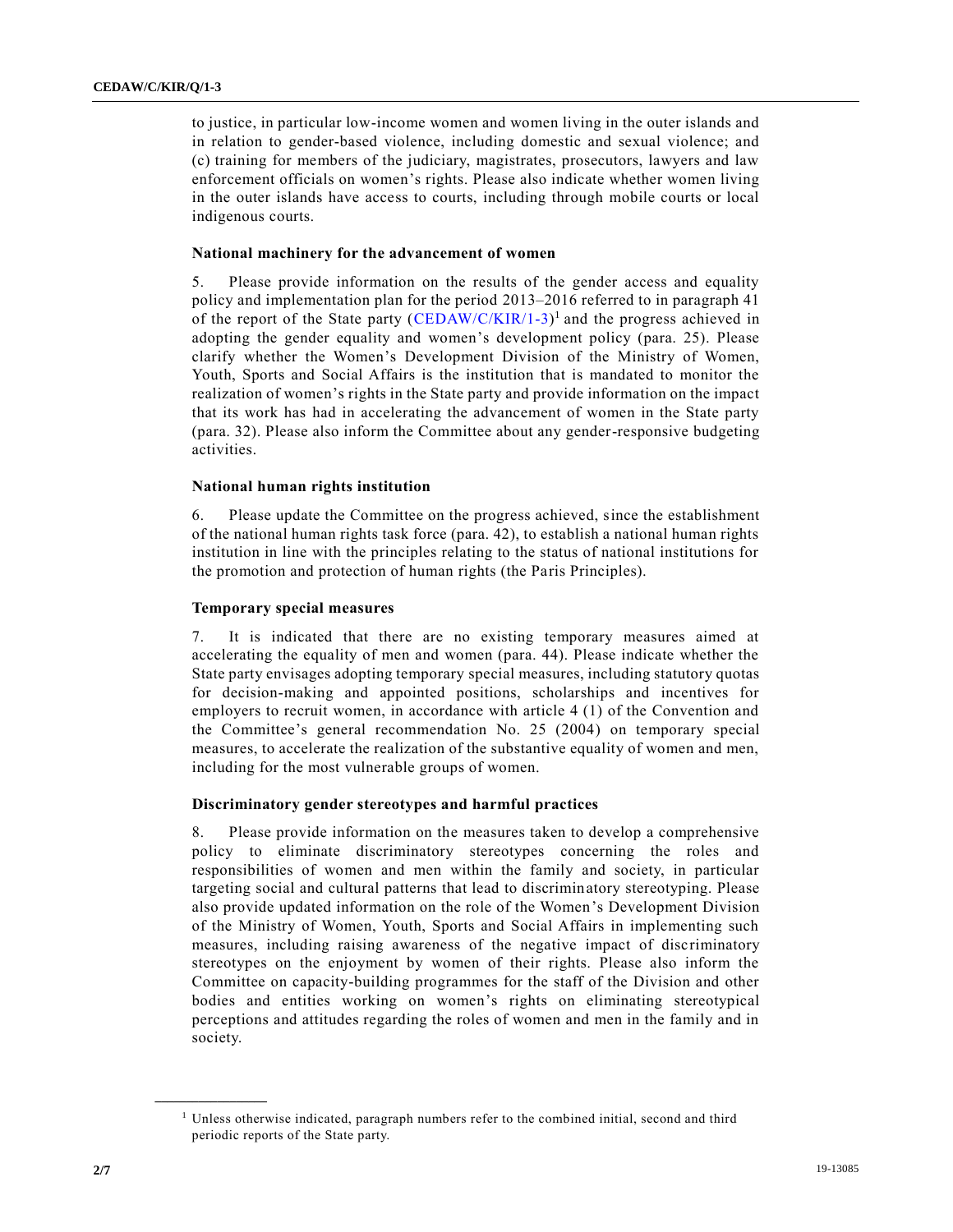to justice, in particular low-income women and women living in the outer islands and in relation to gender-based violence, including domestic and sexual violence; and (c) training for members of the judiciary, magistrates, prosecutors, lawyers and law enforcement officials on women's rights. Please also indicate whether women living in the outer islands have access to courts, including through mobile courts or local indigenous courts.

### National machinery for the advancement of women

5. Please provide information on the results of the gender access and equality policy and implementation plan for the period 2013–2016 referred to in paragraph 41 of the report of the State party (CEDAW/C/KIR/1-3)[1] and the progress achieved in adopting the gender equality and women's development policy (para. 25). Please clarify whether the Women's Development Division of the Ministry of Women, Youth, Sports and Social Affairs is the institution that is mandated to monitor the realization of women's rights in the State party and provide information on the impact that its work has had in accelerating the advancement of women in the State party (para. 32). Please also inform the Committee about any gender-responsive budgeting activities.

### National human rights institution

6. Please update the Committee on the progress achieved, since the establishment of the national human rights task force (para. 42), to establish a national human rights institution in line with the principles relating to the status of national institutions for the promotion and protection of human rights (the Paris Principles).

### Temporary special measures

7. It is indicated that there are no existing temporary measures aimed at accelerating the equality of men and women (para. 44). Please indicate whether the State party envisages adopting temporary special measures, including statutory quotas for decision-making and appointed positions, scholarships and incentives for employers to recruit women, in accordance with article 4 (1) of the Convention and the Committee's general recommendation No. 25 (2004) on temporary special measures, to accelerate the realization of the substantive equality of women and men, including for the most vulnerable groups of women.

### Discriminatory gender stereotypes and harmful practices

8. Please provide information on the measures taken to develop a comprehensive policy to eliminate discriminatory stereotypes concerning the roles and responsibilities of women and men within the family and society, in particular targeting social and cultural patterns that lead to discriminatory stereotyping. Please also provide updated information on the role of the Women's Development Division of the Ministry of Women, Youth, Sports and Social Affairs in implementing such measures, including raising awareness of the negative impact of discriminatory stereotypes on the enjoyment by women of their rights. Please also inform the Committee on capacity-building programmes for the staff of the Division and other bodies and entities working on women's rights on eliminating stereotypical perceptions and attitudes regarding the roles of women and men in the family and in society.

---

[1] Unless otherwise indicated, paragraph numbers refer to the combined initial, second and third periodic reports of the State party.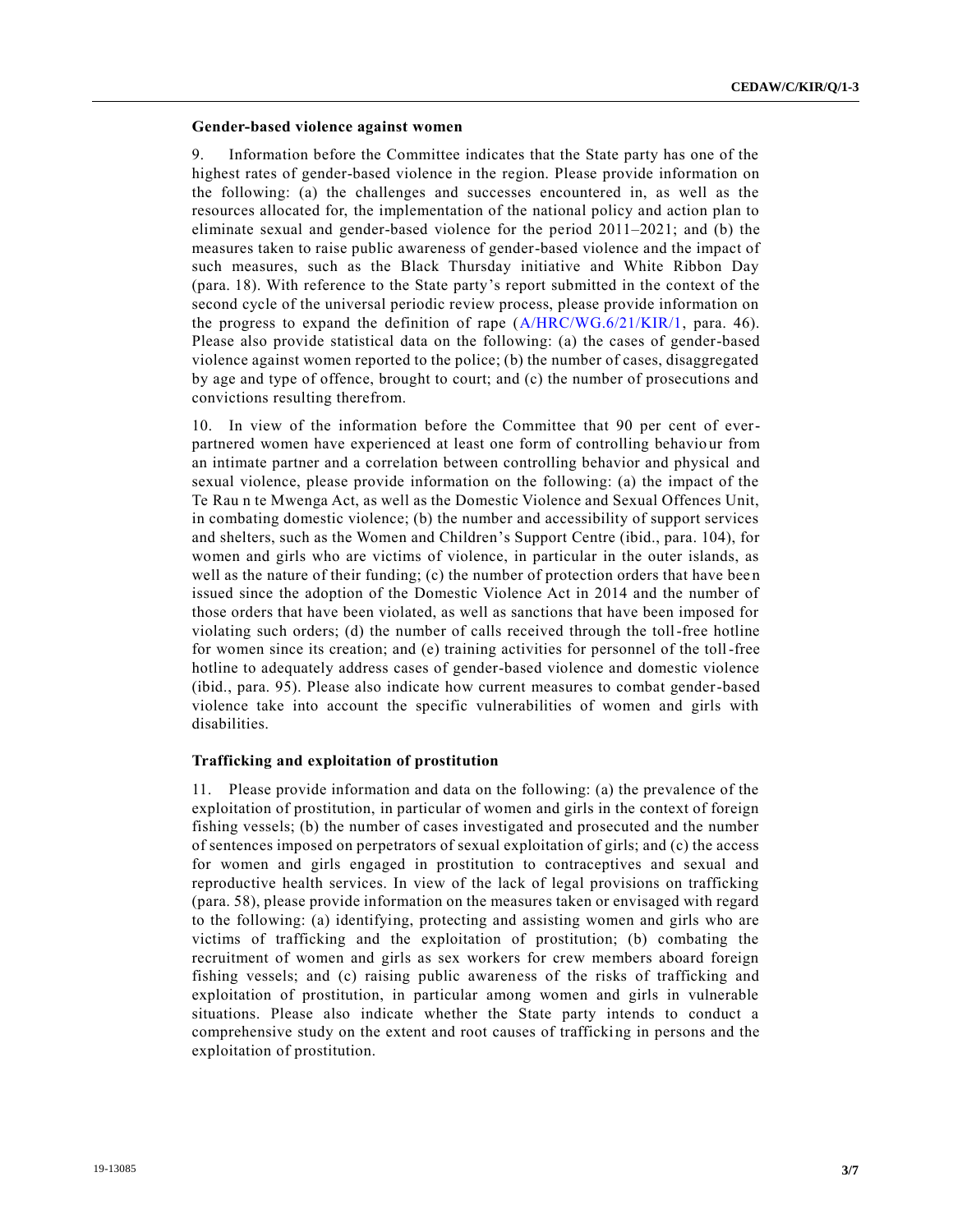### Gender-based violence against women

9. Information before the Committee indicates that the State party has one of the highest rates of gender-based violence in the region. Please provide information on the following: (a) the challenges and successes encountered in, as well as the resources allocated for, the implementation of the national policy and action plan to eliminate sexual and gender-based violence for the period 2011–2021; and (b) the measures taken to raise public awareness of gender-based violence and the impact of such measures, such as the Black Thursday initiative and White Ribbon Day (para. 18). With reference to the State party's report submitted in the context of the second cycle of the universal periodic review process, please provide information on the progress to expand the definition of rape (A/HRC/WG.6/21/KIR/1, para. 46). Please also provide statistical data on the following: (a) the cases of gender-based violence against women reported to the police; (b) the number of cases, disaggregated by age and type of offence, brought to court; and (c) the number of prosecutions and convictions resulting therefrom.

10. In view of the information before the Committee that 90 per cent of ever-partnered women have experienced at least one form of controlling behaviour from an intimate partner and a correlation between controlling behavior and physical and sexual violence, please provide information on the following: (a) the impact of the Te Rau n te Mwenga Act, as well as the Domestic Violence and Sexual Offences Unit, in combating domestic violence; (b) the number and accessibility of support services and shelters, such as the Women and Children's Support Centre (ibid., para. 104), for women and girls who are victims of violence, in particular in the outer islands, as well as the nature of their funding; (c) the number of protection orders that have been issued since the adoption of the Domestic Violence Act in 2014 and the number of those orders that have been violated, as well as sanctions that have been imposed for violating such orders; (d) the number of calls received through the toll-free hotline for women since its creation; and (e) training activities for personnel of the toll-free hotline to adequately address cases of gender-based violence and domestic violence (ibid., para. 95). Please also indicate how current measures to combat gender-based violence take into account the specific vulnerabilities of women and girls with disabilities.

### Trafficking and exploitation of prostitution

11. Please provide information and data on the following: (a) the prevalence of the exploitation of prostitution, in particular of women and girls in the context of foreign fishing vessels; (b) the number of cases investigated and prosecuted and the number of sentences imposed on perpetrators of sexual exploitation of girls; and (c) the access for women and girls engaged in prostitution to contraceptives and sexual and reproductive health services. In view of the lack of legal provisions on trafficking (para. 58), please provide information on the measures taken or envisaged with regard to the following: (a) identifying, protecting and assisting women and girls who are victims of trafficking and the exploitation of prostitution; (b) combating the recruitment of women and girls as sex workers for crew members aboard foreign fishing vessels; and (c) raising public awareness of the risks of trafficking and exploitation of prostitution, in particular among women and girls in vulnerable situations. Please also indicate whether the State party intends to conduct a comprehensive study on the extent and root causes of trafficking in persons and the exploitation of prostitution.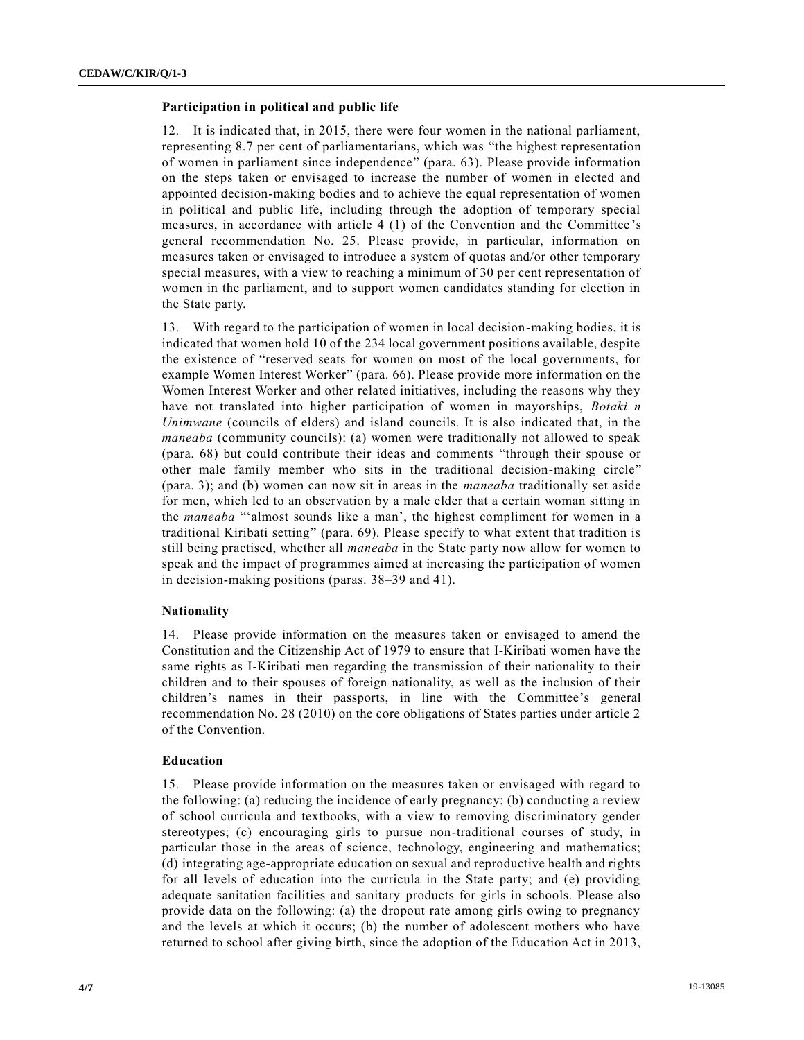### Participation in political and public life

12. It is indicated that, in 2015, there were four women in the national parliament, representing 8.7 per cent of parliamentarians, which was "the highest representation of women in parliament since independence" (para. 63). Please provide information on the steps taken or envisaged to increase the number of women in elected and appointed decision-making bodies and to achieve the equal representation of women in political and public life, including through the adoption of temporary special measures, in accordance with article 4 (1) of the Convention and the Committee's general recommendation No. 25. Please provide, in particular, information on measures taken or envisaged to introduce a system of quotas and/or other temporary special measures, with a view to reaching a minimum of 30 per cent representation of women in the parliament, and to support women candidates standing for election in the State party.

13. With regard to the participation of women in local decision-making bodies, it is indicated that women hold 10 of the 234 local government positions available, despite the existence of "reserved seats for women on most of the local governments, for example Women Interest Worker" (para. 66). Please provide more information on the Women Interest Worker and other related initiatives, including the reasons why they have not translated into higher participation of women in mayorships, *Botaki n Unimwane* (councils of elders) and island councils. It is also indicated that, in the *maneaba* (community councils): (a) women were traditionally not allowed to speak (para. 68) but could contribute their ideas and comments "through their spouse or other male family member who sits in the traditional decision-making circle" (para. 3); and (b) women can now sit in areas in the *maneaba* traditionally set aside for men, which led to an observation by a male elder that a certain woman sitting in the *maneaba* "'almost sounds like a man', the highest compliment for women in a traditional Kiribati setting" (para. 69). Please specify to what extent that tradition is still being practised, whether all *maneaba* in the State party now allow for women to speak and the impact of programmes aimed at increasing the participation of women in decision-making positions (paras. 38–39 and 41).

### Nationality

14. Please provide information on the measures taken or envisaged to amend the Constitution and the Citizenship Act of 1979 to ensure that I-Kiribati women have the same rights as I-Kiribati men regarding the transmission of their nationality to their children and to their spouses of foreign nationality, as well as the inclusion of their children's names in their passports, in line with the Committee's general recommendation No. 28 (2010) on the core obligations of States parties under article 2 of the Convention.

### Education

15. Please provide information on the measures taken or envisaged with regard to the following: (a) reducing the incidence of early pregnancy; (b) conducting a review of school curricula and textbooks, with a view to removing discriminatory gender stereotypes; (c) encouraging girls to pursue non-traditional courses of study, in particular those in the areas of science, technology, engineering and mathematics; (d) integrating age-appropriate education on sexual and reproductive health and rights for all levels of education into the curricula in the State party; and (e) providing adequate sanitation facilities and sanitary products for girls in schools. Please also provide data on the following: (a) the dropout rate among girls owing to pregnancy and the levels at which it occurs; (b) the number of adolescent mothers who have returned to school after giving birth, since the adoption of the Education Act in 2013,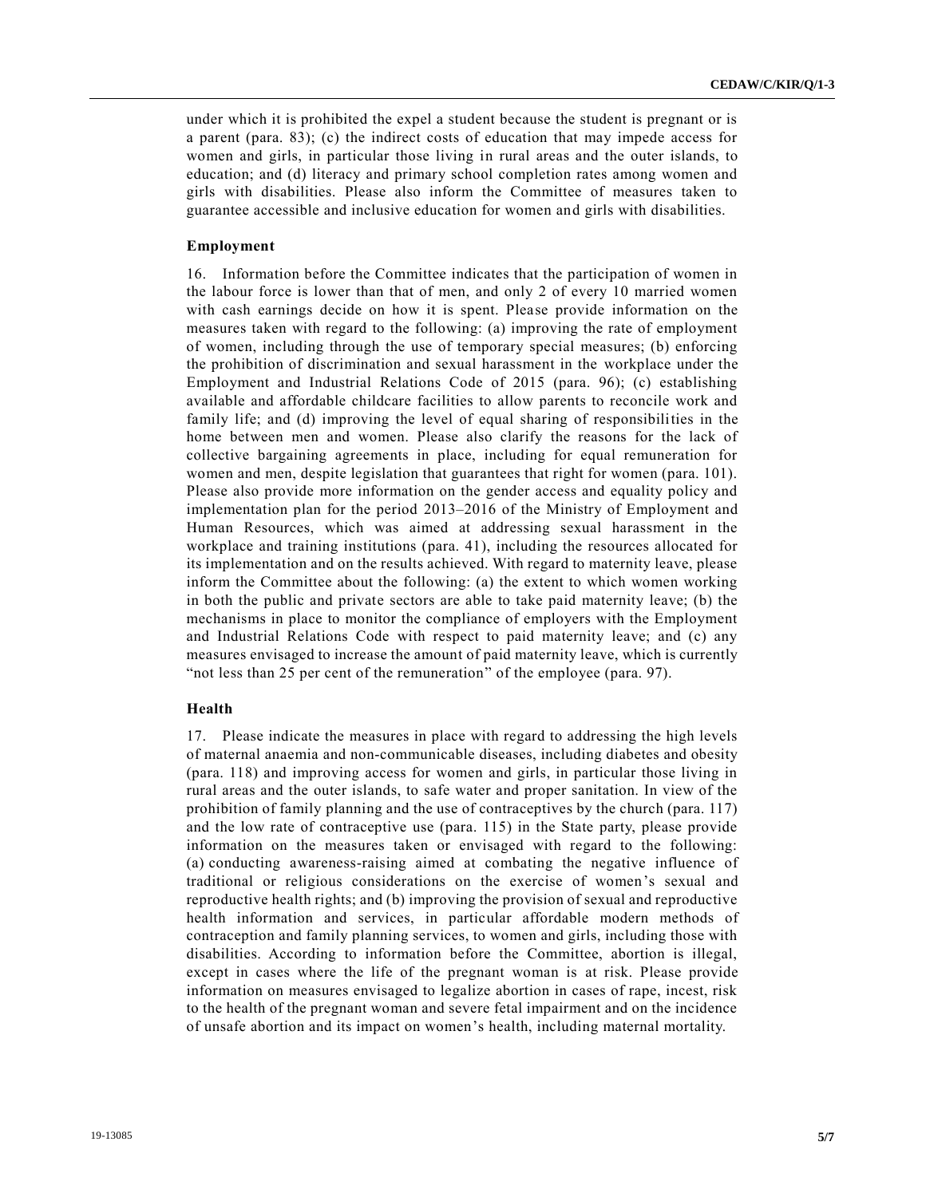under which it is prohibited the expel a student because the student is pregnant or is a parent (para. 83); (c) the indirect costs of education that may impede access for women and girls, in particular those living in rural areas and the outer islands, to education; and (d) literacy and primary school completion rates among women and girls with disabilities. Please also inform the Committee of measures taken to guarantee accessible and inclusive education for women and girls with disabilities.

### Employment

16. Information before the Committee indicates that the participation of women in the labour force is lower than that of men, and only 2 of every 10 married women with cash earnings decide on how it is spent. Please provide information on the measures taken with regard to the following: (a) improving the rate of employment of women, including through the use of temporary special measures; (b) enforcing the prohibition of discrimination and sexual harassment in the workplace under the Employment and Industrial Relations Code of 2015 (para. 96); (c) establishing available and affordable childcare facilities to allow parents to reconcile work and family life; and (d) improving the level of equal sharing of responsibilities in the home between men and women. Please also clarify the reasons for the lack of collective bargaining agreements in place, including for equal remuneration for women and men, despite legislation that guarantees that right for women (para. 101). Please also provide more information on the gender access and equality policy and implementation plan for the period 2013–2016 of the Ministry of Employment and Human Resources, which was aimed at addressing sexual harassment in the workplace and training institutions (para. 41), including the resources allocated for its implementation and on the results achieved. With regard to maternity leave, please inform the Committee about the following: (a) the extent to which women working in both the public and private sectors are able to take paid maternity leave; (b) the mechanisms in place to monitor the compliance of employers with the Employment and Industrial Relations Code with respect to paid maternity leave; and (c) any measures envisaged to increase the amount of paid maternity leave, which is currently "not less than 25 per cent of the remuneration" of the employee (para. 97).

### Health

17. Please indicate the measures in place with regard to addressing the high levels of maternal anaemia and non-communicable diseases, including diabetes and obesity (para. 118) and improving access for women and girls, in particular those living in rural areas and the outer islands, to safe water and proper sanitation. In view of the prohibition of family planning and the use of contraceptives by the church (para. 117) and the low rate of contraceptive use (para. 115) in the State party, please provide information on the measures taken or envisaged with regard to the following: (a) conducting awareness-raising aimed at combating the negative influence of traditional or religious considerations on the exercise of women's sexual and reproductive health rights; and (b) improving the provision of sexual and reproductive health information and services, in particular affordable modern methods of contraception and family planning services, to women and girls, including those with disabilities. According to information before the Committee, abortion is illegal, except in cases where the life of the pregnant woman is at risk. Please provide information on measures envisaged to legalize abortion in cases of rape, incest, risk to the health of the pregnant woman and severe fetal impairment and on the incidence of unsafe abortion and its impact on women's health, including maternal mortality.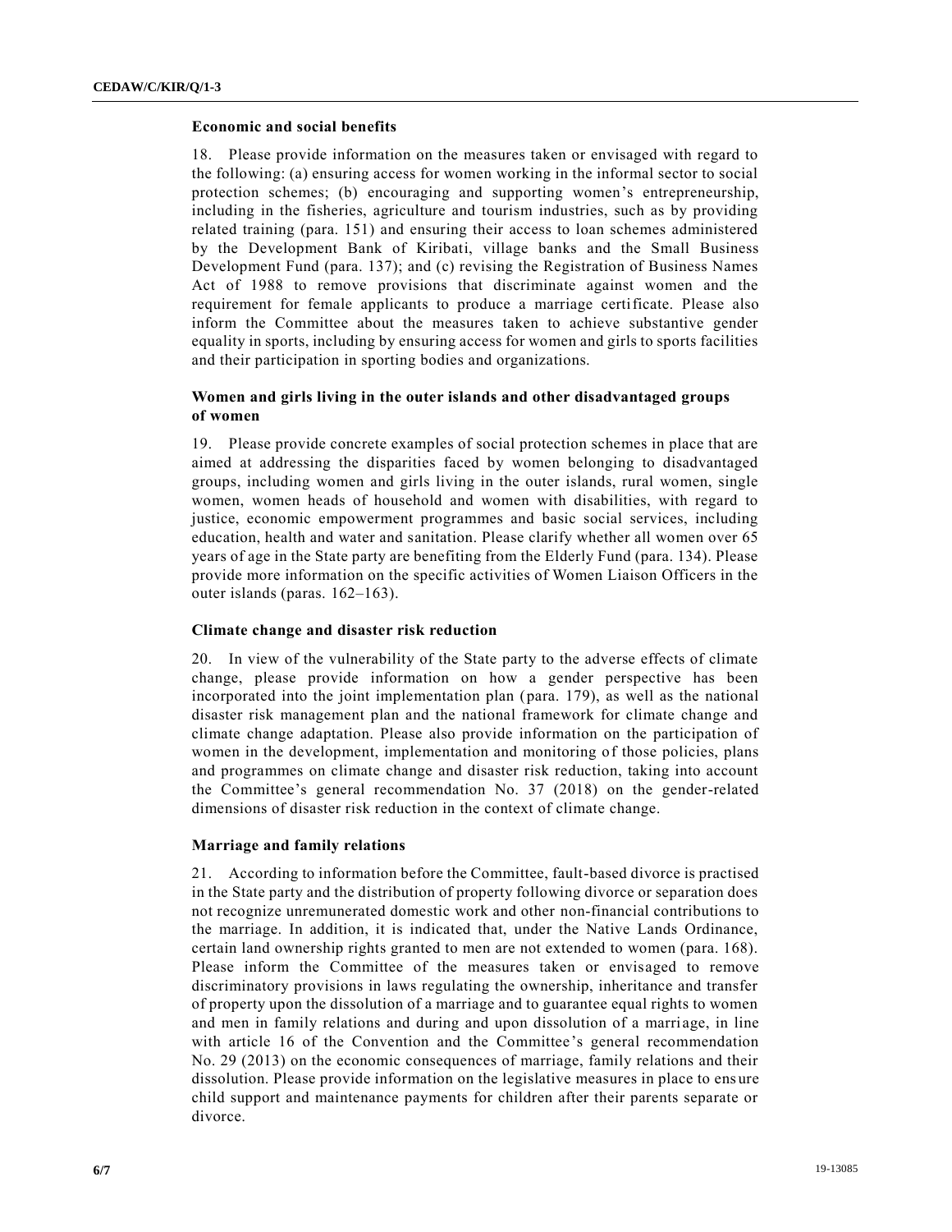### Economic and social benefits

18. Please provide information on the measures taken or envisaged with regard to the following: (a) ensuring access for women working in the informal sector to social protection schemes; (b) encouraging and supporting women's entrepreneurship, including in the fisheries, agriculture and tourism industries, such as by providing related training (para. 151) and ensuring their access to loan schemes administered by the Development Bank of Kiribati, village banks and the Small Business Development Fund (para. 137); and (c) revising the Registration of Business Names Act of 1988 to remove provisions that discriminate against women and the requirement for female applicants to produce a marriage certificate. Please also inform the Committee about the measures taken to achieve substantive gender equality in sports, including by ensuring access for women and girls to sports facilities and their participation in sporting bodies and organizations.

### Women and girls living in the outer islands and other disadvantaged groups of women

19. Please provide concrete examples of social protection schemes in place that are aimed at addressing the disparities faced by women belonging to disadvantaged groups, including women and girls living in the outer islands, rural women, single women, women heads of household and women with disabilities, with regard to justice, economic empowerment programmes and basic social services, including education, health and water and sanitation. Please clarify whether all women over 65 years of age in the State party are benefiting from the Elderly Fund (para. 134). Please provide more information on the specific activities of Women Liaison Officers in the outer islands (paras. 162–163).

### Climate change and disaster risk reduction

20. In view of the vulnerability of the State party to the adverse effects of climate change, please provide information on how a gender perspective has been incorporated into the joint implementation plan (para. 179), as well as the national disaster risk management plan and the national framework for climate change and climate change adaptation. Please also provide information on the participation of women in the development, implementation and monitoring of those policies, plans and programmes on climate change and disaster risk reduction, taking into account the Committee's general recommendation No. 37 (2018) on the gender-related dimensions of disaster risk reduction in the context of climate change.

### Marriage and family relations

21. According to information before the Committee, fault-based divorce is practised in the State party and the distribution of property following divorce or separation does not recognize unremunerated domestic work and other non-financial contributions to the marriage. In addition, it is indicated that, under the Native Lands Ordinance, certain land ownership rights granted to men are not extended to women (para. 168). Please inform the Committee of the measures taken or envisaged to remove discriminatory provisions in laws regulating the ownership, inheritance and transfer of property upon the dissolution of a marriage and to guarantee equal rights to women and men in family relations and during and upon dissolution of a marriage, in line with article 16 of the Convention and the Committee's general recommendation No. 29 (2013) on the economic consequences of marriage, family relations and their dissolution. Please provide information on the legislative measures in place to ensure child support and maintenance payments for children after their parents separate or divorce.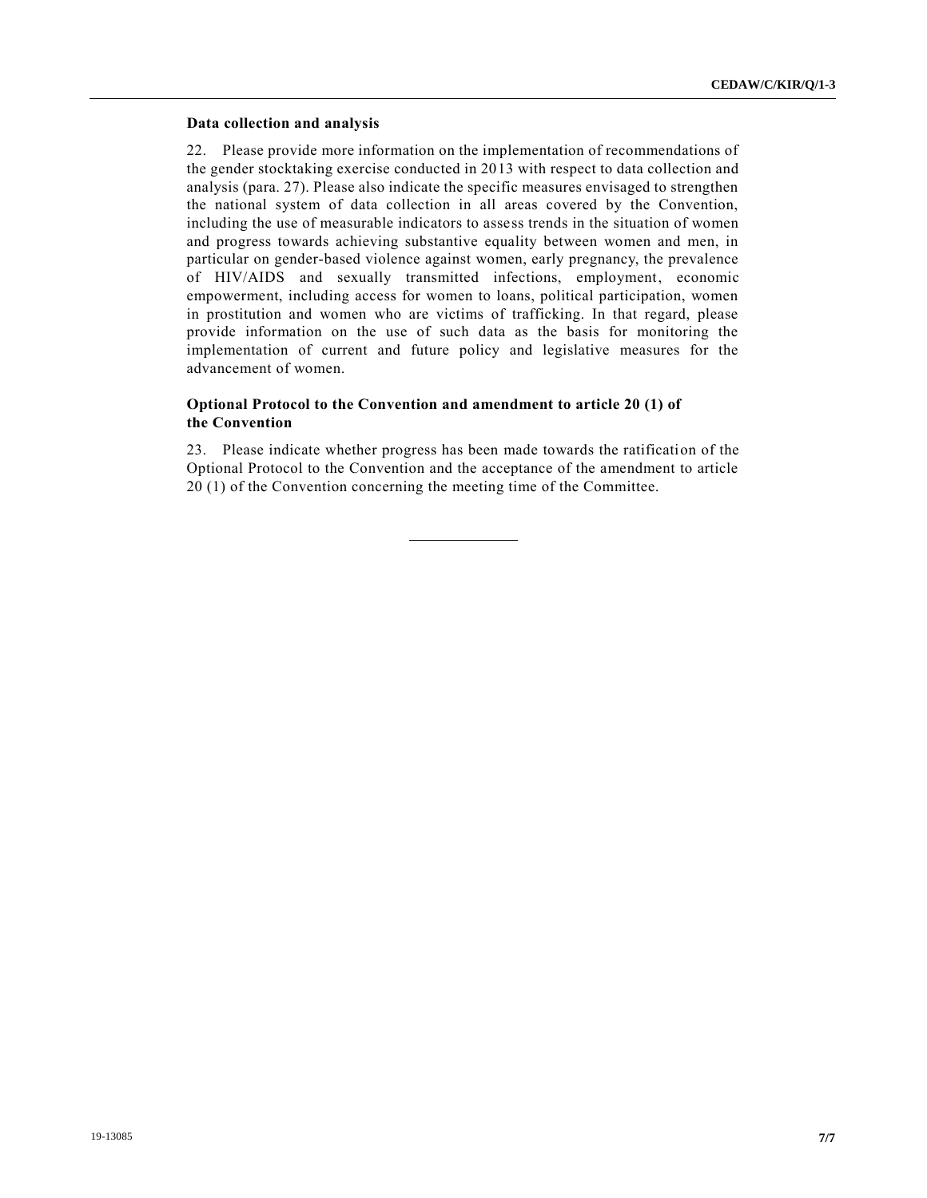### Data collection and analysis

22. Please provide more information on the implementation of recommendations of the gender stocktaking exercise conducted in 2013 with respect to data collection and analysis (para. 27). Please also indicate the specific measures envisaged to strengthen the national system of data collection in all areas covered by the Convention, including the use of measurable indicators to assess trends in the situation of women and progress towards achieving substantive equality between women and men, in particular on gender-based violence against women, early pregnancy, the prevalence of HIV/AIDS and sexually transmitted infections, employment, economic empowerment, including access for women to loans, political participation, women in prostitution and women who are victims of trafficking. In that regard, please provide information on the use of such data as the basis for monitoring the implementation of current and future policy and legislative measures for the advancement of women.

### Optional Protocol to the Convention and amendment to article 20 (1) of the Convention

23. Please indicate whether progress has been made towards the ratification of the Optional Protocol to the Convention and the acceptance of the amendment to article 20 (1) of the Convention concerning the meeting time of the Committee.